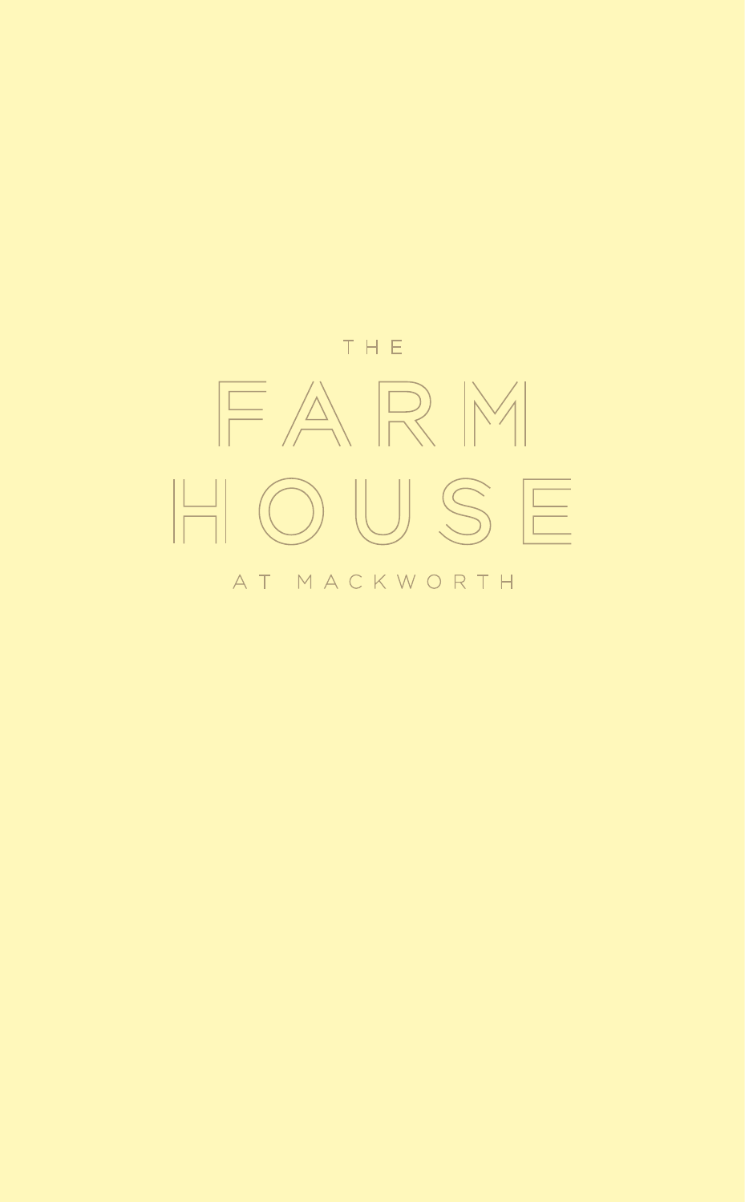THE

# FARM HOUSE

AT MACKWORTH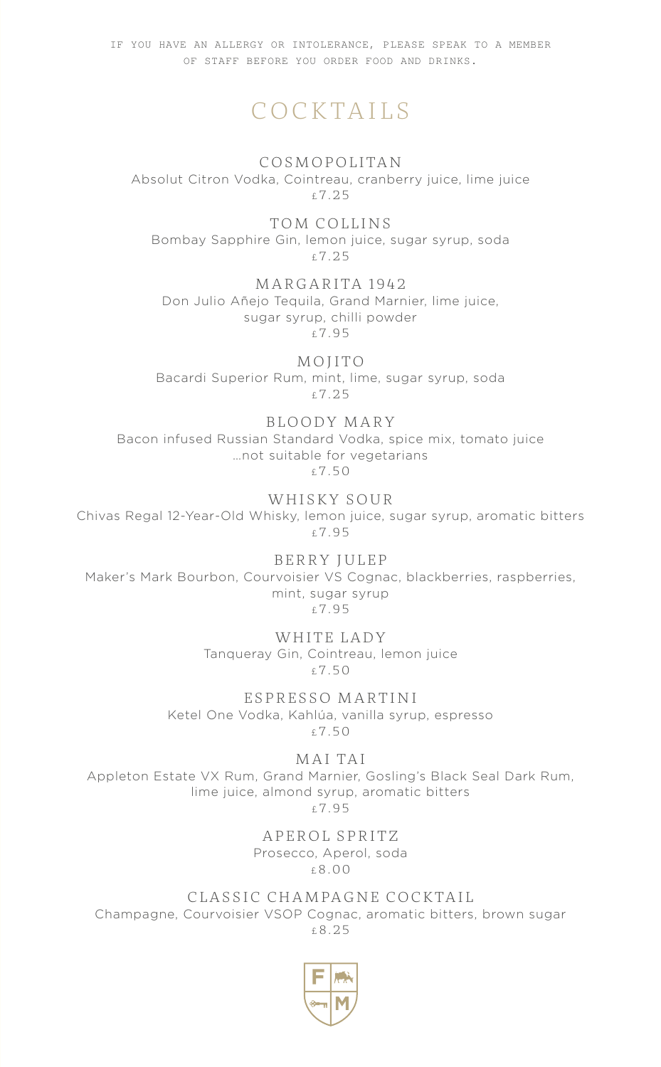IF YOU HAVE AN ALLERGY OR INTOLERANCE, PLEASE SPEAK TO A MEMBER OF STAFF BEFORE YOU ORDER FOOD AND DRINKS.

# COCKTAILS

### COSMOPOLITAN
Absolut Citron Vodka, Cointreau, cranberry juice, lime juice
£7.25

### TOM COLLINS
Bombay Sapphire Gin, lemon juice, sugar syrup, soda
£7.25

### MARGARITA 1942
Don Julio Añejo Tequila, Grand Marnier, lime juice, sugar syrup, chilli powder
£7.95

### MOJITO
Bacardi Superior Rum, mint, lime, sugar syrup, soda
£7.25

### BLOODY MARY
Bacon infused Russian Standard Vodka, spice mix, tomato juice
...not suitable for vegetarians
£7.50

### WHISKY SOUR
Chivas Regal 12-Year-Old Whisky, lemon juice, sugar syrup, aromatic bitters
£7.95

### BERRY JULEP
Maker's Mark Bourbon, Courvoisier VS Cognac, blackberries, raspberries, mint, sugar syrup
£7.95

### WHITE LADY
Tanqueray Gin, Cointreau, lemon juice
£7.50

### ESPRESSO MARTINI
Ketel One Vodka, Kahlúa, vanilla syrup, espresso
£7.50

### MAI TAI
Appleton Estate VX Rum, Grand Marnier, Gosling's Black Seal Dark Rum, lime juice, almond syrup, aromatic bitters
£7.95

### APEROL SPRITZ
Prosecco, Aperol, soda
£8.00

### CLASSIC CHAMPAGNE COCKTAIL
Champagne, Courvoisier VSOP Cognac, aromatic bitters, brown sugar
£8.25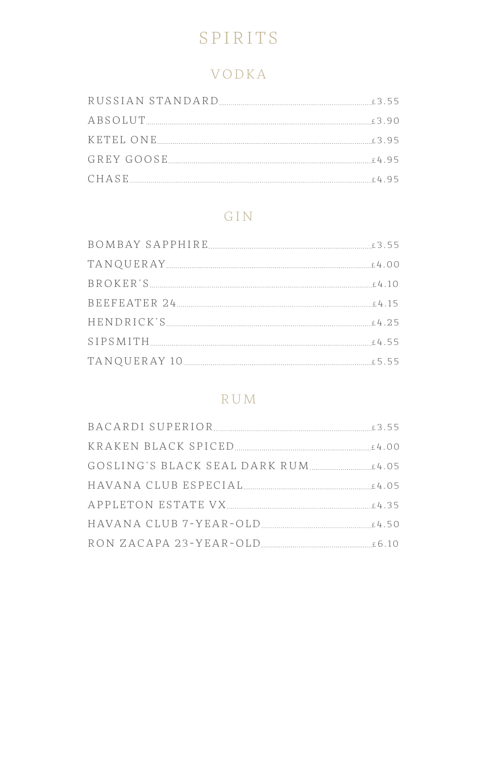# SPIRITS

## VODKA

| | |
|---|---|
| RUSSIAN STANDARD | £3.55 |
| ABSOLUT | £3.90 |
| KETEL ONE | £3.95 |
| GREY GOOSE | £4.95 |
| CHASE | £4.95 |

## GIN

| | |
|---|---|
| BOMBAY SAPPHIRE | £3.55 |
| TANQUERAY | £4.00 |
| BROKER'S | £4.10 |
| BEEFEATER 24 | £4.15 |
| HENDRICK'S | £4.25 |
| SIPSMITH | £4.55 |
| TANQUERAY 10 | £5.55 |

## RUM

| | |
|---|---|
| BACARDI SUPERIOR | £3.55 |
| KRAKEN BLACK SPICED | £4.00 |
| GOSLING'S BLACK SEAL DARK RUM | £4.05 |
| HAVANA CLUB ESPECIAL | £4.05 |
| APPLETON ESTATE VX | £4.35 |
| HAVANA CLUB 7-YEAR-OLD | £4.50 |
| RON ZACAPA 23-YEAR-OLD | £6.10 |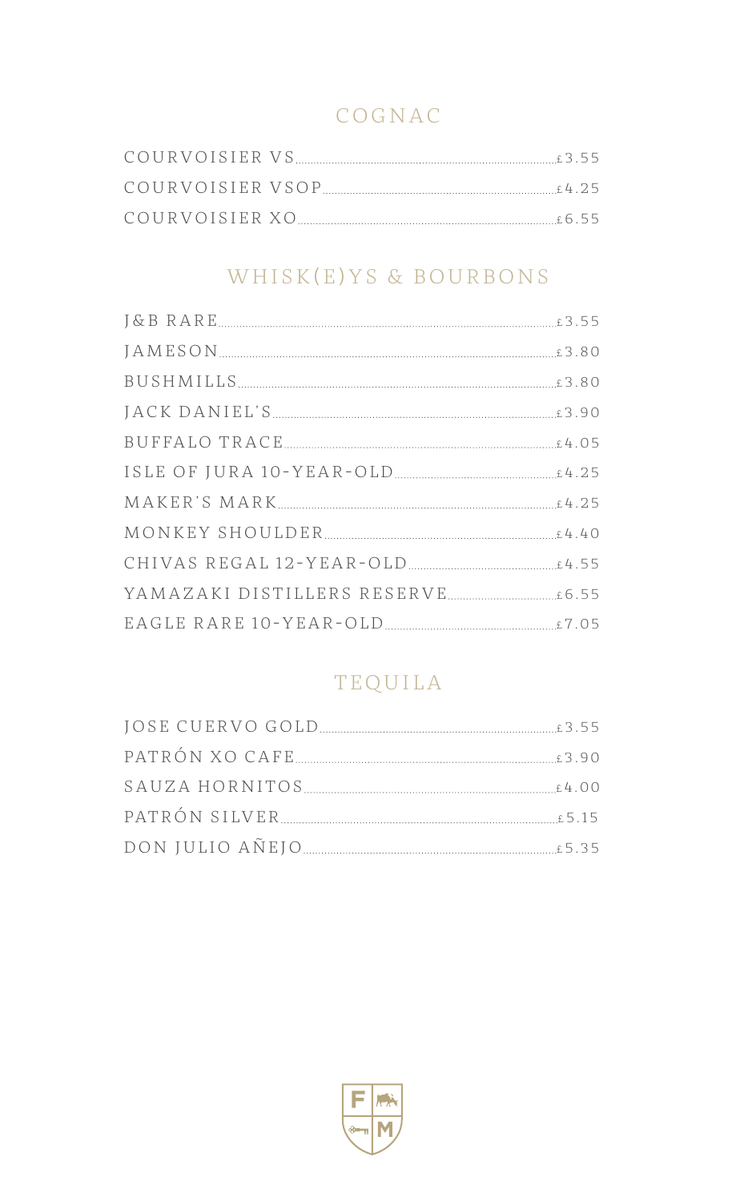## COGNAC

| | |
|---|---|
| COURVOISIER VS | £3.55 |
| COURVOISIER VSOP | £4.25 |
| COURVOISIER XO | £6.55 |

## WHISK(E)YS & BOURBONS

| | |
|---|---|
| J&B RARE | £3.55 |
| JAMESON | £3.80 |
| BUSHMILLS | £3.80 |
| JACK DANIEL'S | £3.90 |
| BUFFALO TRACE | £4.05 |
| ISLE OF JURA 10-YEAR-OLD | £4.25 |
| MAKER'S MARK | £4.25 |
| MONKEY SHOULDER | £4.40 |
| CHIVAS REGAL 12-YEAR-OLD | £4.55 |
| YAMAZAKI DISTILLERS RESERVE | £6.55 |
| EAGLE RARE 10-YEAR-OLD | £7.05 |

## TEQUILA

| | |
|---|---|
| JOSE CUERVO GOLD | £3.55 |
| PATRÓN XO CAFE | £3.90 |
| SAUZA HORNITOS | £4.00 |
| PATRÓN SILVER | £5.15 |
| DON JULIO AÑEJO | £5.35 |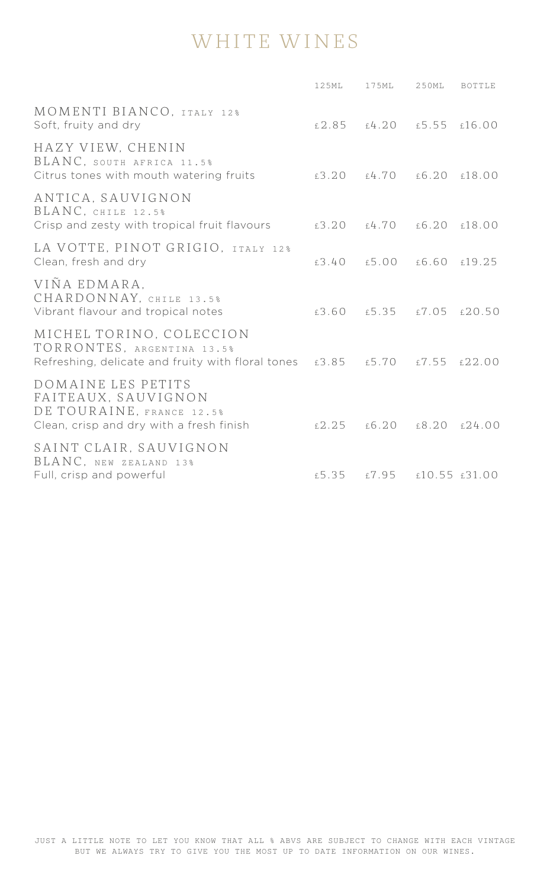# WHITE WINES

| | 125ML | 175ML | 250ML | BOTTLE |
|---|---|---|---|---|
| MOMENTI BIANCO, ITALY 12%<br>Soft, fruity and dry | £2.85 | £4.20 | £5.55 | £16.00 |
| HAZY VIEW, CHENIN BLANC, SOUTH AFRICA 11.5%<br>Citrus tones with mouth watering fruits | £3.20 | £4.70 | £6.20 | £18.00 |
| ANTICA, SAUVIGNON BLANC, CHILE 12.5%<br>Crisp and zesty with tropical fruit flavours | £3.20 | £4.70 | £6.20 | £18.00 |
| LA VOTTE, PINOT GRIGIO, ITALY 12%<br>Clean, fresh and dry | £3.40 | £5.00 | £6.60 | £19.25 |
| VIÑA EDMARA, CHARDONNAY, CHILE 13.5%<br>Vibrant flavour and tropical notes | £3.60 | £5.35 | £7.05 | £20.50 |
| MICHEL TORINO, COLECCION TORRONTES, ARGENTINA 13.5%<br>Refreshing, delicate and fruity with floral tones | £3.85 | £5.70 | £7.55 | £22.00 |
| DOMAINE LES PETITS FAITEAUX, SAUVIGNON DE TOURAINE, FRANCE 12.5%<br>Clean, crisp and dry with a fresh finish | £2.25 | £6.20 | £8.20 | £24.00 |
| SAINT CLAIR, SAUVIGNON BLANC, NEW ZEALAND 13%<br>Full, crisp and powerful | £5.35 | £7.95 | £10.55 | £31.00 |

JUST A LITTLE NOTE TO LET YOU KNOW THAT ALL % ABVS ARE SUBJECT TO CHANGE WITH EACH VINTAGE BUT WE ALWAYS TRY TO GIVE YOU THE MOST UP TO DATE INFORMATION ON OUR WINES.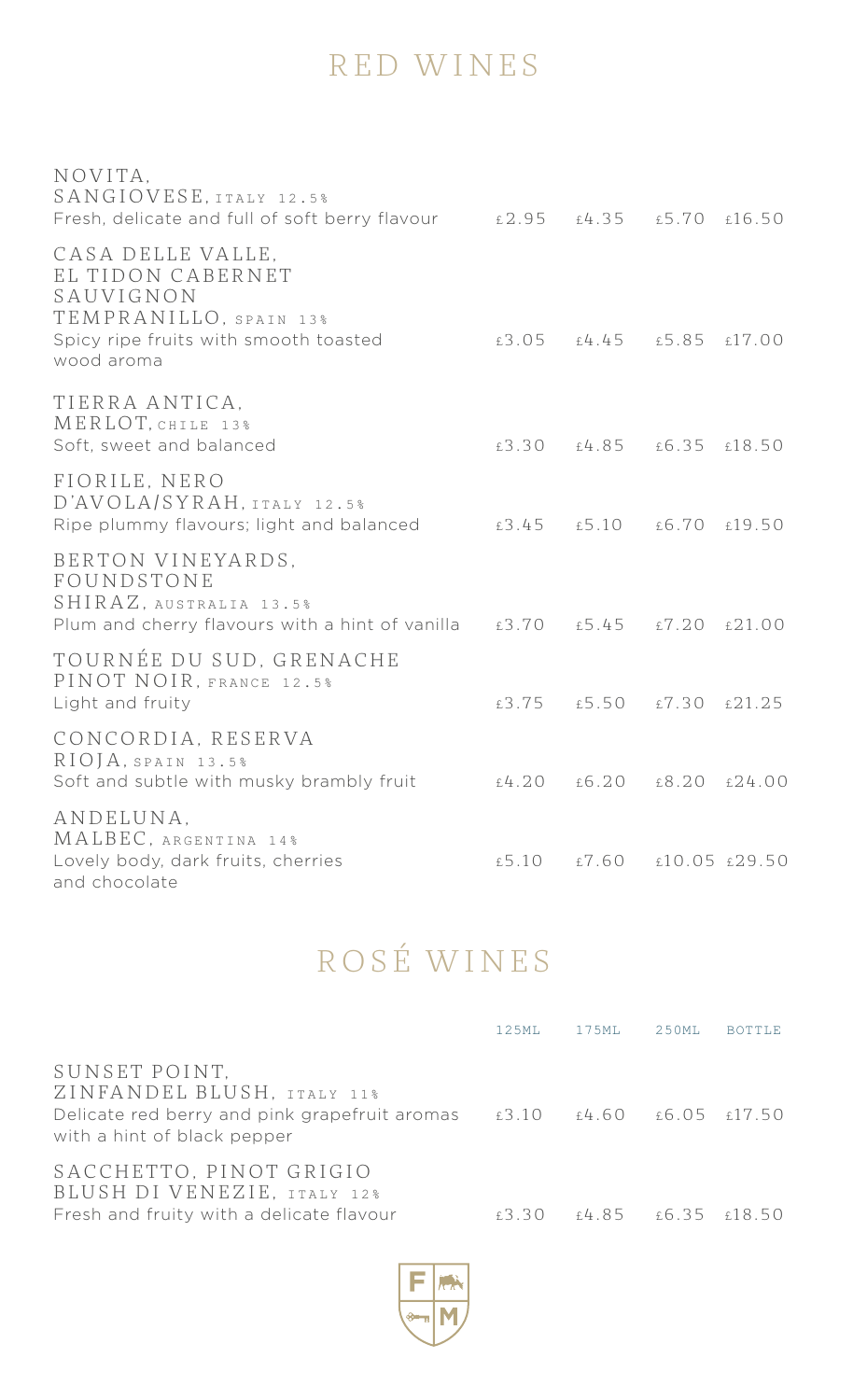# RED WINES

| | 125ML | 175ML | 250ML | BOTTLE |
|---|---|---|---|---|
| NOVITA, SANGIOVESE, ITALY 12.5% <br> Fresh, delicate and full of soft berry flavour | £2.95 | £4.35 | £5.70 | £16.50 |
| CASA DELLE VALLE, EL TIDON CABERNET SAUVIGNON TEMPRANILLO, SPAIN 13% <br> Spicy ripe fruits with smooth toasted wood aroma | £3.05 | £4.45 | £5.85 | £17.00 |
| TIERRA ANTICA, MERLOT, CHILE 13% <br> Soft, sweet and balanced | £3.30 | £4.85 | £6.35 | £18.50 |
| FIORILE, NERO D'AVOLA/SYRAH, ITALY 12.5% <br> Ripe plummy flavours; light and balanced | £3.45 | £5.10 | £6.70 | £19.50 |
| BERTON VINEYARDS, FOUNDSTONE SHIRAZ, AUSTRALIA 13.5% <br> Plum and cherry flavours with a hint of vanilla | £3.70 | £5.45 | £7.20 | £21.00 |
| TOURNÉE DU SUD, GRENACHE PINOT NOIR, FRANCE 12.5% <br> Light and fruity | £3.75 | £5.50 | £7.30 | £21.25 |
| CONCORDIA, RESERVA RIOJA, SPAIN 13.5% <br> Soft and subtle with musky brambly fruit | £4.20 | £6.20 | £8.20 | £24.00 |
| ANDELUNA, MALBEC, ARGENTINA 14% <br> Lovely body, dark fruits, cherries and chocolate | £5.10 | £7.60 | £10.05 | £29.50 |

# ROSÉ WINES

| | 125ML | 175ML | 250ML | BOTTLE |
|---|---|---|---|---|
| SUNSET POINT, ZINFANDEL BLUSH, ITALY 11% <br> Delicate red berry and pink grapefruit aromas with a hint of black pepper | £3.10 | £4.60 | £6.05 | £17.50 |
| SACCHETTO, PINOT GRIGIO BLUSH DI VENEZIE, ITALY 12% <br> Fresh and fruity with a delicate flavour | £3.30 | £4.85 | £6.35 | £18.50 |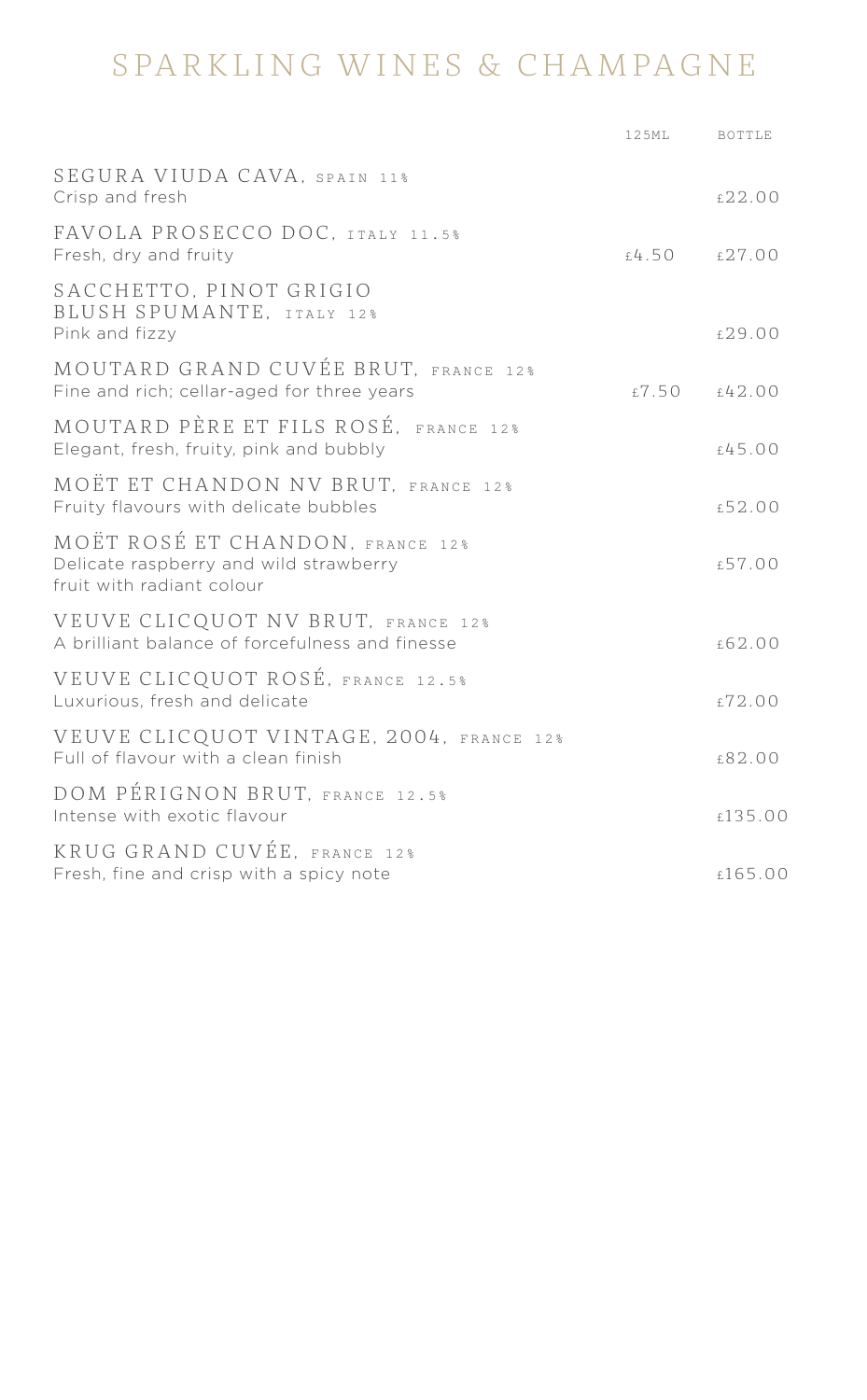# SPARKLING WINES & CHAMPAGNE

| | 125ML | BOTTLE |
|---|---|---|
| SEGURA VIUDA CAVA, SPAIN 11%<br>Crisp and fresh | | £22.00 |
| FAVOLA PROSECCO DOC, ITALY 11.5%<br>Fresh, dry and fruity | £4.50 | £27.00 |
| SACCHETTO, PINOT GRIGIO BLUSH SPUMANTE, ITALY 12%<br>Pink and fizzy | | £29.00 |
| MOUTARD GRAND CUVÉE BRUT, FRANCE 12%<br>Fine and rich; cellar-aged for three years | £7.50 | £42.00 |
| MOUTARD PÈRE ET FILS ROSÉ, FRANCE 12%<br>Elegant, fresh, fruity, pink and bubbly | | £45.00 |
| MOËT ET CHANDON NV BRUT, FRANCE 12%<br>Fruity flavours with delicate bubbles | | £52.00 |
| MOËT ROSÉ ET CHANDON, FRANCE 12%<br>Delicate raspberry and wild strawberry fruit with radiant colour | | £57.00 |
| VEUVE CLICQUOT NV BRUT, FRANCE 12%<br>A brilliant balance of forcefulness and finesse | | £62.00 |
| VEUVE CLICQUOT ROSÉ, FRANCE 12.5%<br>Luxurious, fresh and delicate | | £72.00 |
| VEUVE CLICQUOT VINTAGE, 2004, FRANCE 12%<br>Full of flavour with a clean finish | | £82.00 |
| DOM PÉRIGNON BRUT, FRANCE 12.5%<br>Intense with exotic flavour | | £135.00 |
| KRUG GRAND CUVÉE, FRANCE 12%<br>Fresh, fine and crisp with a spicy note | | £165.00 |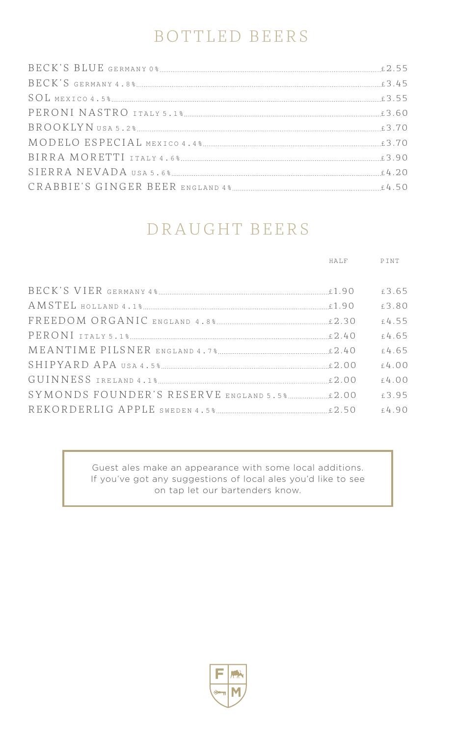# BOTTLED BEERS

| Beer | Price |
| --- | --- |
| BECK'S BLUE GERMANY 0% | £2.55 |
| BECK'S GERMANY 4.8% | £3.45 |
| SOL MEXICO 4.5% | £3.55 |
| PERONI NASTRO ITALY 5.1% | £3.60 |
| BROOKLYN USA 5.2% | £3.70 |
| MODELO ESPECIAL MEXICO 4.4% | £3.70 |
| BIRRA MORETTI ITALY 4.6% | £3.90 |
| SIERRA NEVADA USA 5.6% | £4.20 |
| CRABBIE'S GINGER BEER ENGLAND 4% | £4.50 |

# DRAUGHT BEERS

| Beer | HALF | PINT |
| --- | --- | --- |
| BECK'S VIER GERMANY 4% | £1.90 | £3.65 |
| AMSTEL HOLLAND 4.1% | £1.90 | £3.80 |
| FREEDOM ORGANIC ENGLAND 4.8% | £2.30 | £4.55 |
| PERONI ITALY 5.1% | £2.40 | £4.65 |
| MEANTIME PILSNER ENGLAND 4.7% | £2.40 | £4.65 |
| SHIPYARD APA USA 4.5% | £2.00 | £4.00 |
| GUINNESS IRELAND 4.1% | £2.00 | £4.00 |
| SYMONDS FOUNDER'S RESERVE ENGLAND 5.5% | £2.00 | £3.95 |
| REKORDERLIG APPLE SWEDEN 4.5% | £2.50 | £4.90 |

Guest ales make an appearance with some local additions. If you've got any suggestions of local ales you'd like to see on tap let our bartenders know.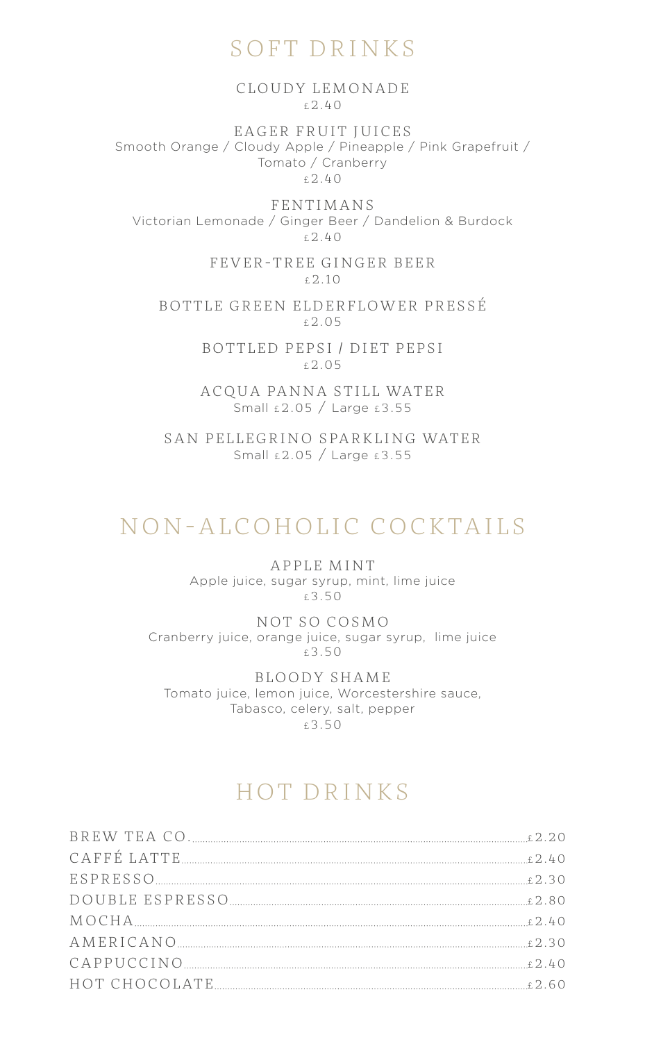# SOFT DRINKS

**CLOUDY LEMONADE**
£2.40

**EAGER FRUIT JUICES**
Smooth Orange / Cloudy Apple / Pineapple / Pink Grapefruit / Tomato / Cranberry
£2.40

**FENTIMANS**
Victorian Lemonade / Ginger Beer / Dandelion & Burdock
£2.40

**FEVER-TREE GINGER BEER**
£2.10

**BOTTLE GREEN ELDERFLOWER PRESSÉ**
£2.05

**BOTTLED PEPSI / DIET PEPSI**
£2.05

**ACQUA PANNA STILL WATER**
Small £2.05 / Large £3.55

**SAN PELLEGRINO SPARKLING WATER**
Small £2.05 / Large £3.55

# NON-ALCOHOLIC COCKTAILS

**APPLE MINT**
Apple juice, sugar syrup, mint, lime juice
£3.50

**NOT SO COSMO**
Cranberry juice, orange juice, sugar syrup, lime juice
£3.50

**BLOODY SHAME**
Tomato juice, lemon juice, Worcestershire sauce, Tabasco, celery, salt, pepper
£3.50

# HOT DRINKS

| | |
|---|---|
| BREW TEA CO. | £2.20 |
| CAFFÉ LATTE | £2.40 |
| ESPRESSO | £2.30 |
| DOUBLE ESPRESSO | £2.80 |
| MOCHA | £2.40 |
| AMERICANO | £2.30 |
| CAPPUCCINO | £2.40 |
| HOT CHOCOLATE | £2.60 |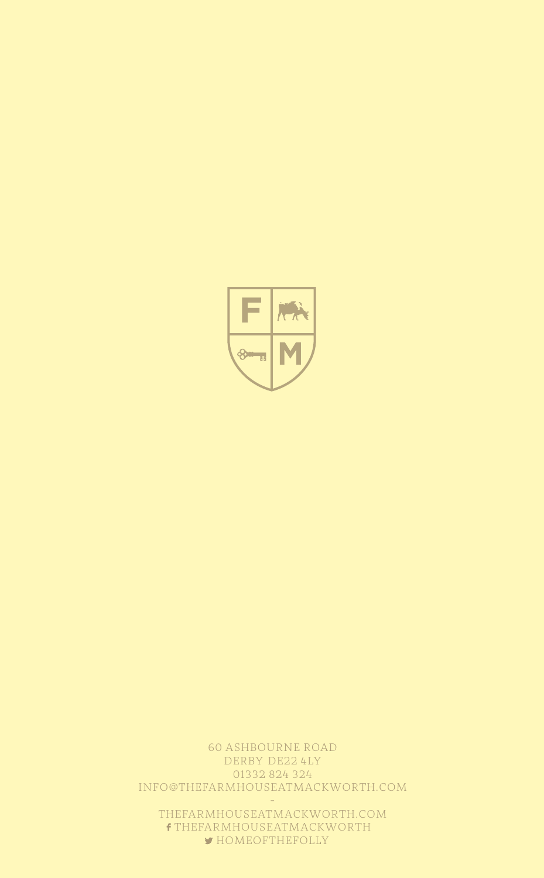F M

60 ASHBOURNE ROAD
DERBY DE22 4LY
01332 824 324
INFO@THEFARMHOUSEATMACKWORTH.COM
-
THEFARMHOUSEATMACKWORTH.COM
THEFARMHOUSEATMACKWORTH
HOMEOFTHEFOLLY